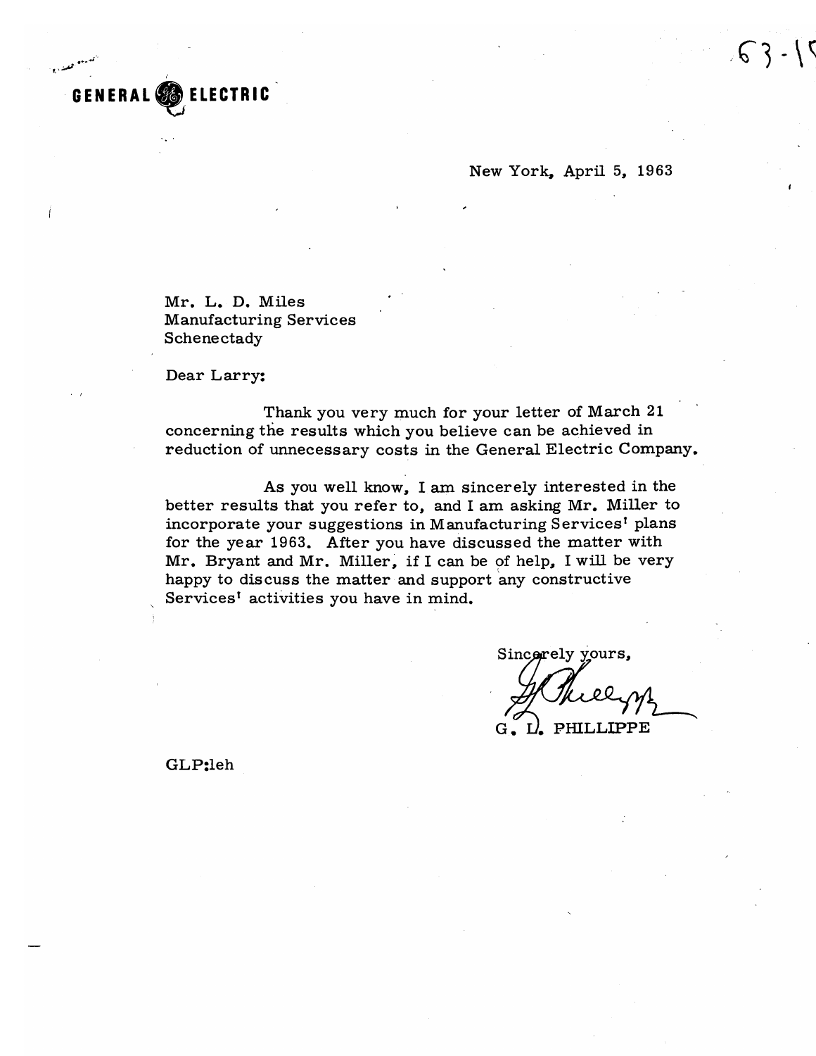GENERAL ELECTRIC

63-15

New York, April 5, 1963

Mr. L. D. Miles
Manufacturing Services
Schenectady

Dear Larry:

Thank you very much for your letter of March 21 concerning the results which you believe can be achieved in reduction of unnecessary costs in the General Electric Company.

As you well know, I am sincerely interested in the better results that you refer to, and I am asking Mr. Miller to incorporate your suggestions in Manufacturing Services' plans for the year 1963. After you have discussed the matter with Mr. Bryant and Mr. Miller, if I can be of help, I will be very happy to discuss the matter and support any constructive Services' activities you have in mind.

Sincerely yours,

G. L. PHILLIPPE

GLP:leh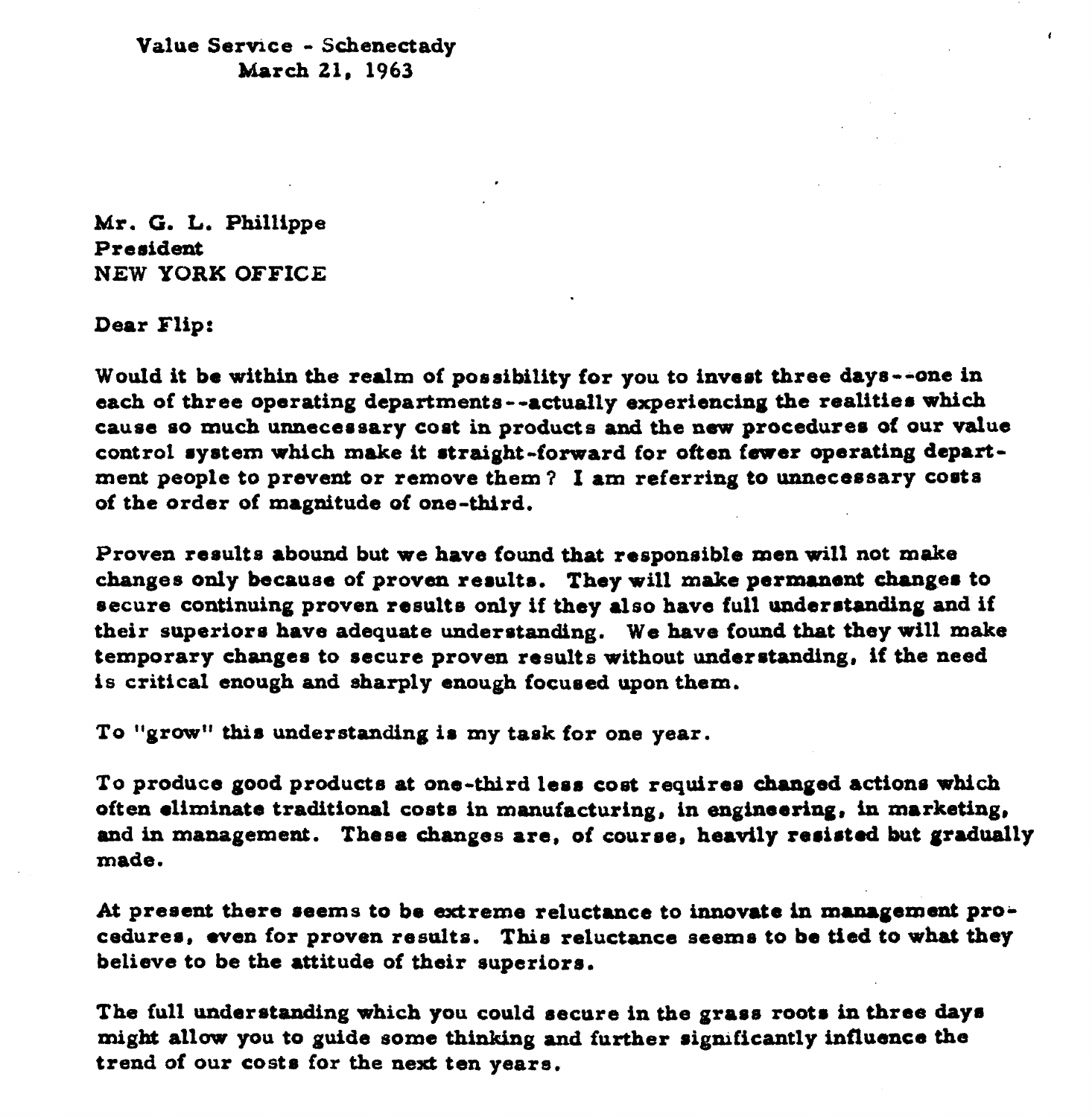Value Service - Schenectady
March 21, 1963

Mr. G. L. Phillippe
President
NEW YORK OFFICE

Dear Flip:

Would it be within the realm of possibility for you to invest three days--one in each of three operating departments--actually experiencing the realities which cause so much unnecessary cost in products and the new procedures of our value control system which make it straight-forward for often fewer operating department people to prevent or remove them? I am referring to unnecessary costs of the order of magnitude of one-third.

Proven results abound but we have found that responsible men will not make changes only because of proven results. They will make permanent changes to secure continuing proven results only if they also have full understanding and if their superiors have adequate understanding. We have found that they will make temporary changes to secure proven results without understanding, if the need is critical enough and sharply enough focused upon them.

To "grow" this understanding is my task for one year.

To produce good products at one-third less cost requires changed actions which often eliminate traditional costs in manufacturing, in engineering, in marketing, and in management. These changes are, of course, heavily resisted but gradually made.

At present there seems to be extreme reluctance to innovate in management procedures, even for proven results. This reluctance seems to be tied to what they believe to be the attitude of their superiors.

The full understanding which you could secure in the grass roots in three days might allow you to guide some thinking and further significantly influence the trend of our costs for the next ten years.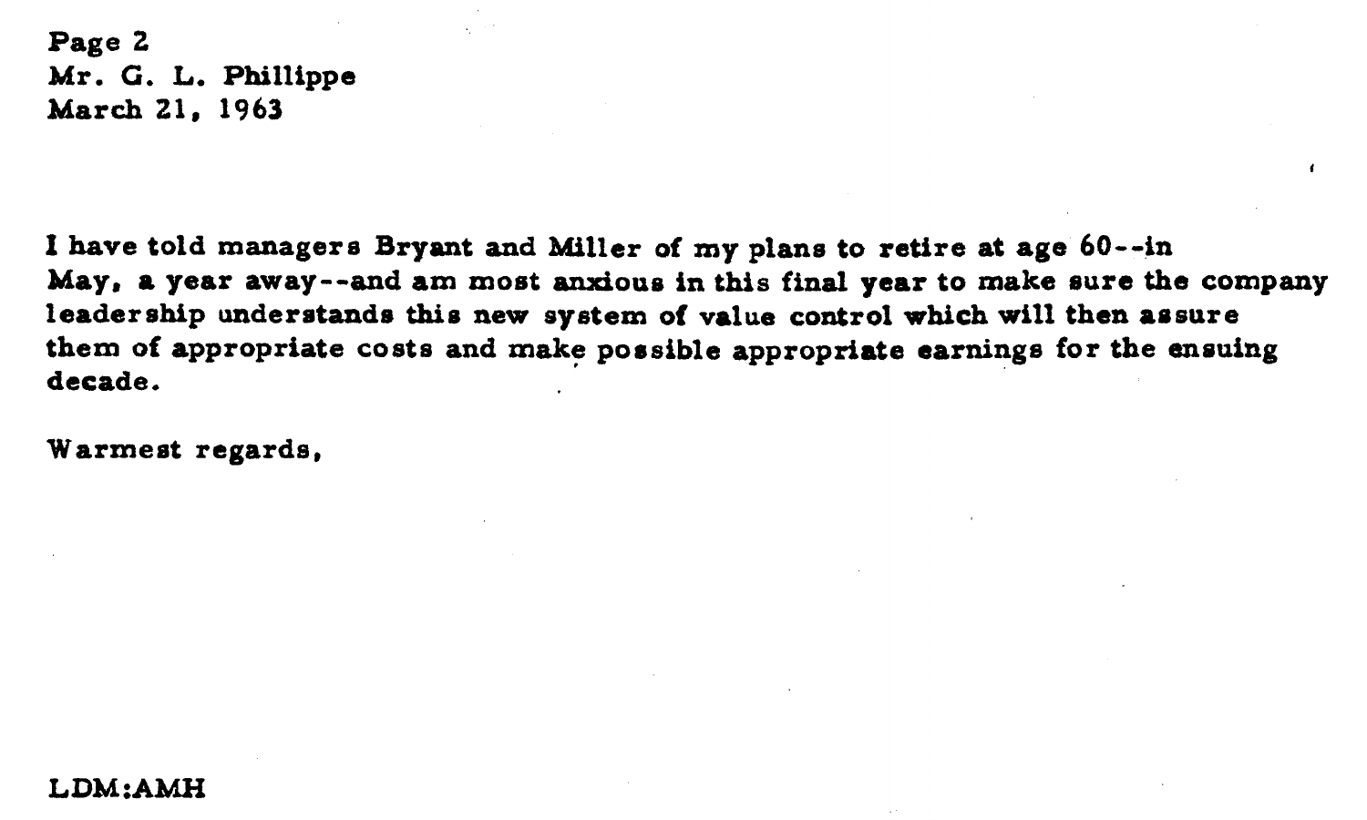I have told managers Bryant and Miller of my plans to retire at age 60--in May, a year away--and am most anxious in this final year to make sure the company leadership understands this new system of value control which will then assure them of appropriate costs and make possible appropriate earnings for the ensuing decade.

Warmest regards,

LDM:AMH